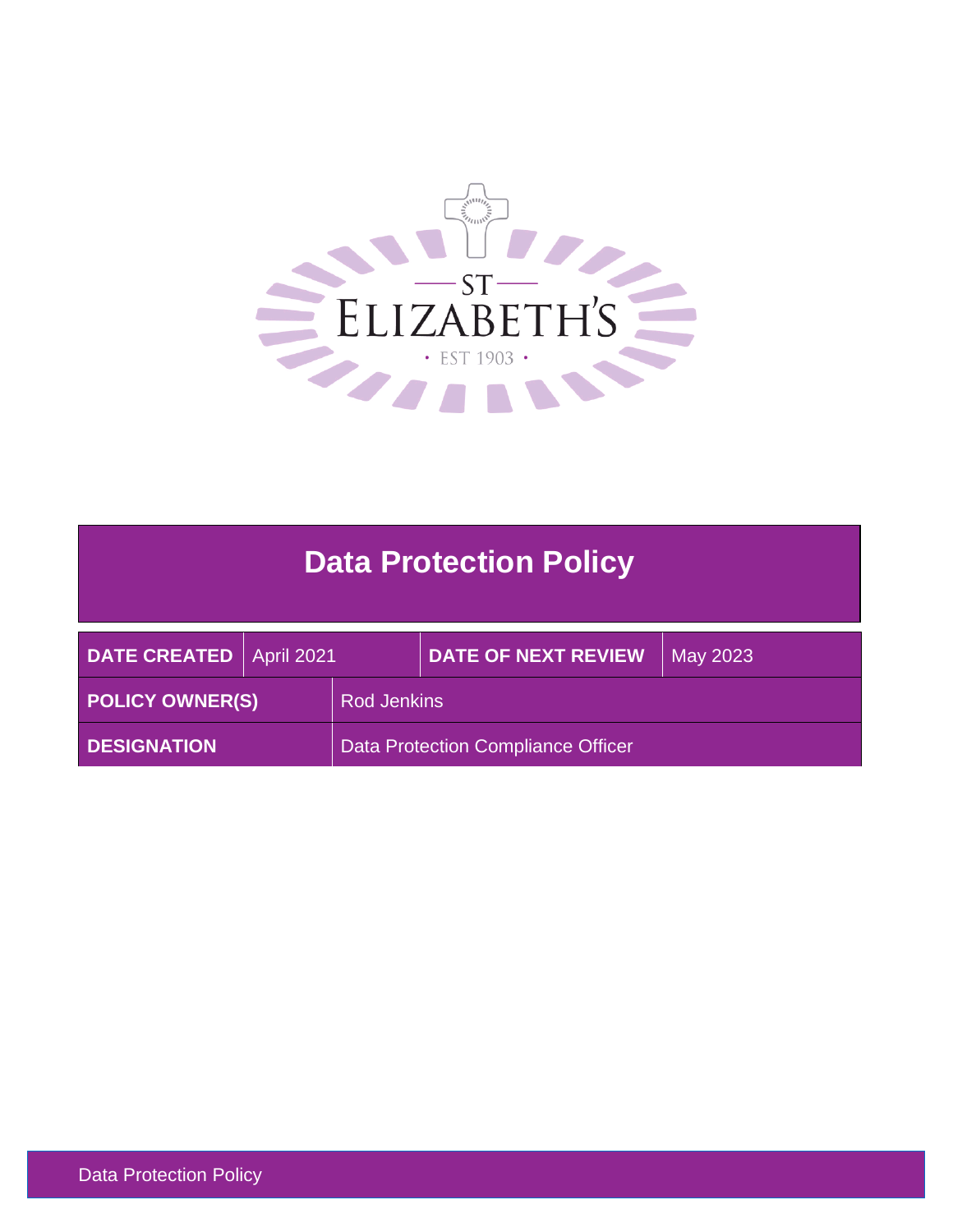# Data Protection Policy

| DATE CREATED | April 2021 | DATE OF NEXT REVIEW | May 2023 |
|---|---|---|---|
| POLICY OWNER(S) | Rod Jenkins | | |
| DESIGNATION | Data Protection Compliance Officer | | |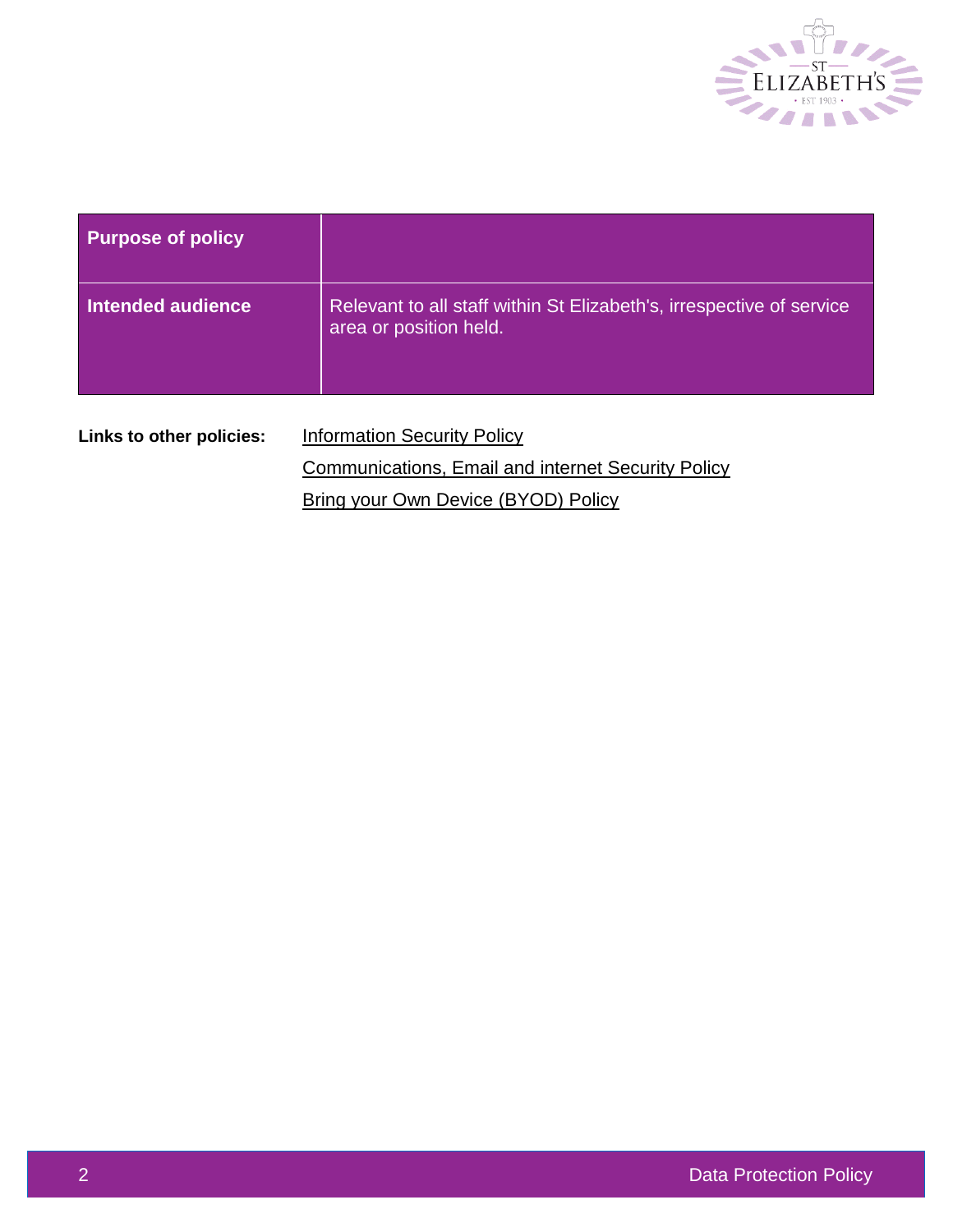| Purpose of policy | |
|---|---|
| **Intended audience** | Relevant to all staff within St Elizabeth's, irrespective of service area or position held. |

**Links to other policies:** Information Security Policy

Communications, Email and internet Security Policy

Bring your Own Device (BYOD) Policy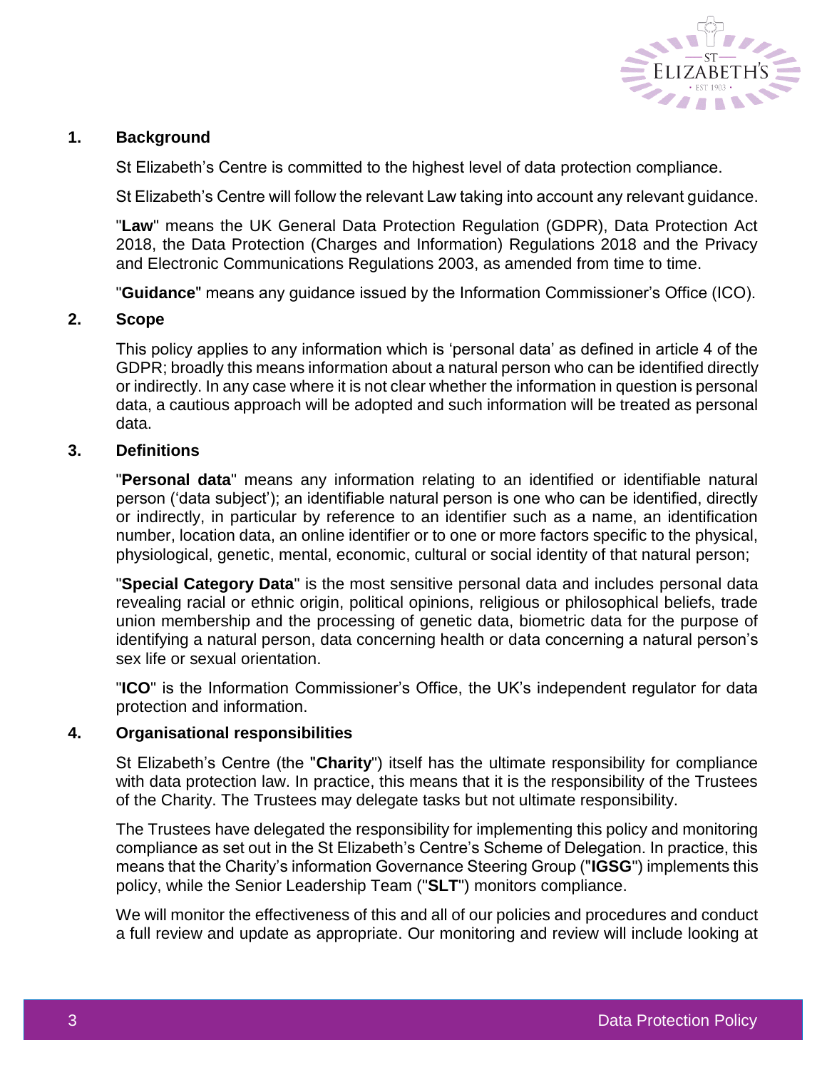## 1. Background

St Elizabeth's Centre is committed to the highest level of data protection compliance.

St Elizabeth's Centre will follow the relevant Law taking into account any relevant guidance.

"**Law**" means the UK General Data Protection Regulation (GDPR), Data Protection Act 2018, the Data Protection (Charges and Information) Regulations 2018 and the Privacy and Electronic Communications Regulations 2003, as amended from time to time.

"**Guidance**" means any guidance issued by the Information Commissioner's Office (ICO).

## 2. Scope

This policy applies to any information which is 'personal data' as defined in article 4 of the GDPR; broadly this means information about a natural person who can be identified directly or indirectly. In any case where it is not clear whether the information in question is personal data, a cautious approach will be adopted and such information will be treated as personal data.

## 3. Definitions

"**Personal data**" means any information relating to an identified or identifiable natural person ('data subject'); an identifiable natural person is one who can be identified, directly or indirectly, in particular by reference to an identifier such as a name, an identification number, location data, an online identifier or to one or more factors specific to the physical, physiological, genetic, mental, economic, cultural or social identity of that natural person;

"**Special Category Data**" is the most sensitive personal data and includes personal data revealing racial or ethnic origin, political opinions, religious or philosophical beliefs, trade union membership and the processing of genetic data, biometric data for the purpose of identifying a natural person, data concerning health or data concerning a natural person's sex life or sexual orientation.

"**ICO**" is the Information Commissioner's Office, the UK's independent regulator for data protection and information.

## 4. Organisational responsibilities

St Elizabeth's Centre (the "**Charity**") itself has the ultimate responsibility for compliance with data protection law. In practice, this means that it is the responsibility of the Trustees of the Charity. The Trustees may delegate tasks but not ultimate responsibility.

The Trustees have delegated the responsibility for implementing this policy and monitoring compliance as set out in the St Elizabeth's Centre's Scheme of Delegation. In practice, this means that the Charity's information Governance Steering Group ("**IGSG**") implements this policy, while the Senior Leadership Team ("**SLT**") monitors compliance.

We will monitor the effectiveness of this and all of our policies and procedures and conduct a full review and update as appropriate. Our monitoring and review will include looking at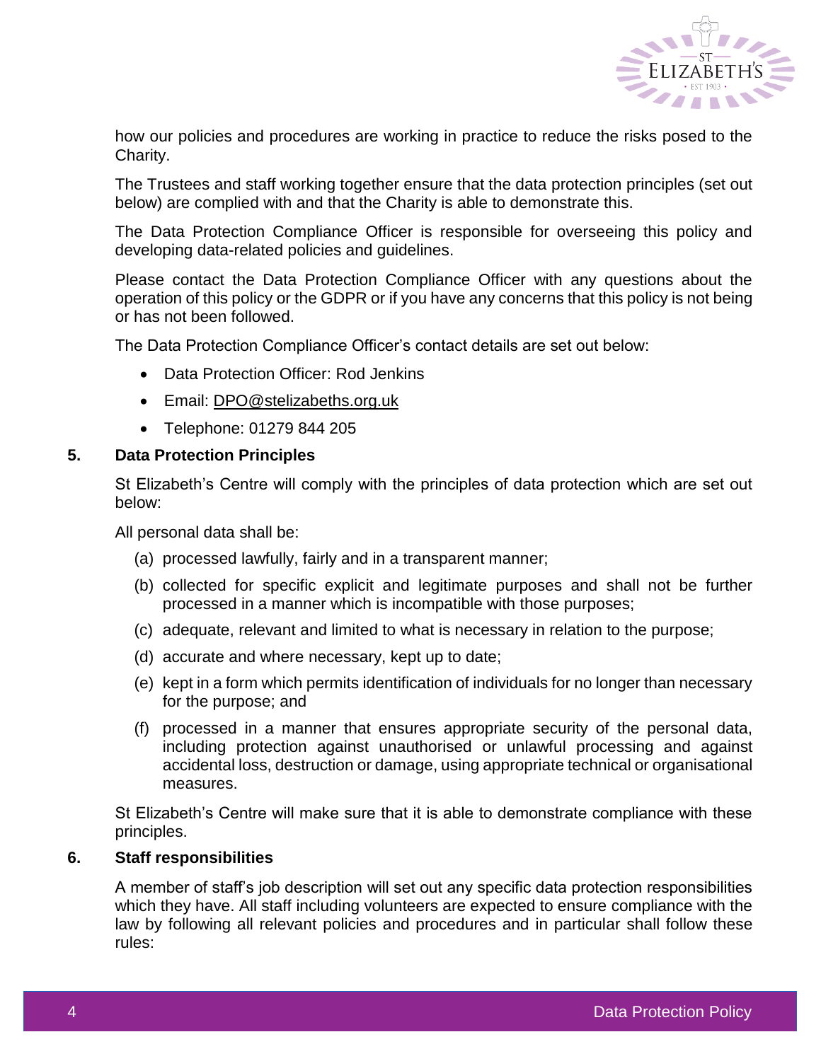how our policies and procedures are working in practice to reduce the risks posed to the Charity.

The Trustees and staff working together ensure that the data protection principles (set out below) are complied with and that the Charity is able to demonstrate this.

The Data Protection Compliance Officer is responsible for overseeing this policy and developing data-related policies and guidelines.

Please contact the Data Protection Compliance Officer with any questions about the operation of this policy or the GDPR or if you have any concerns that this policy is not being or has not been followed.

The Data Protection Compliance Officer's contact details are set out below:

- Data Protection Officer: Rod Jenkins
- Email: DPO@stelizabeths.org.uk
- Telephone: 01279 844 205

## 5. Data Protection Principles

St Elizabeth's Centre will comply with the principles of data protection which are set out below:

All personal data shall be:

(a) processed lawfully, fairly and in a transparent manner;

(b) collected for specific explicit and legitimate purposes and shall not be further processed in a manner which is incompatible with those purposes;

(c) adequate, relevant and limited to what is necessary in relation to the purpose;

(d) accurate and where necessary, kept up to date;

(e) kept in a form which permits identification of individuals for no longer than necessary for the purpose; and

(f) processed in a manner that ensures appropriate security of the personal data, including protection against unauthorised or unlawful processing and against accidental loss, destruction or damage, using appropriate technical or organisational measures.

St Elizabeth's Centre will make sure that it is able to demonstrate compliance with these principles.

## 6. Staff responsibilities

A member of staff's job description will set out any specific data protection responsibilities which they have. All staff including volunteers are expected to ensure compliance with the law by following all relevant policies and procedures and in particular shall follow these rules: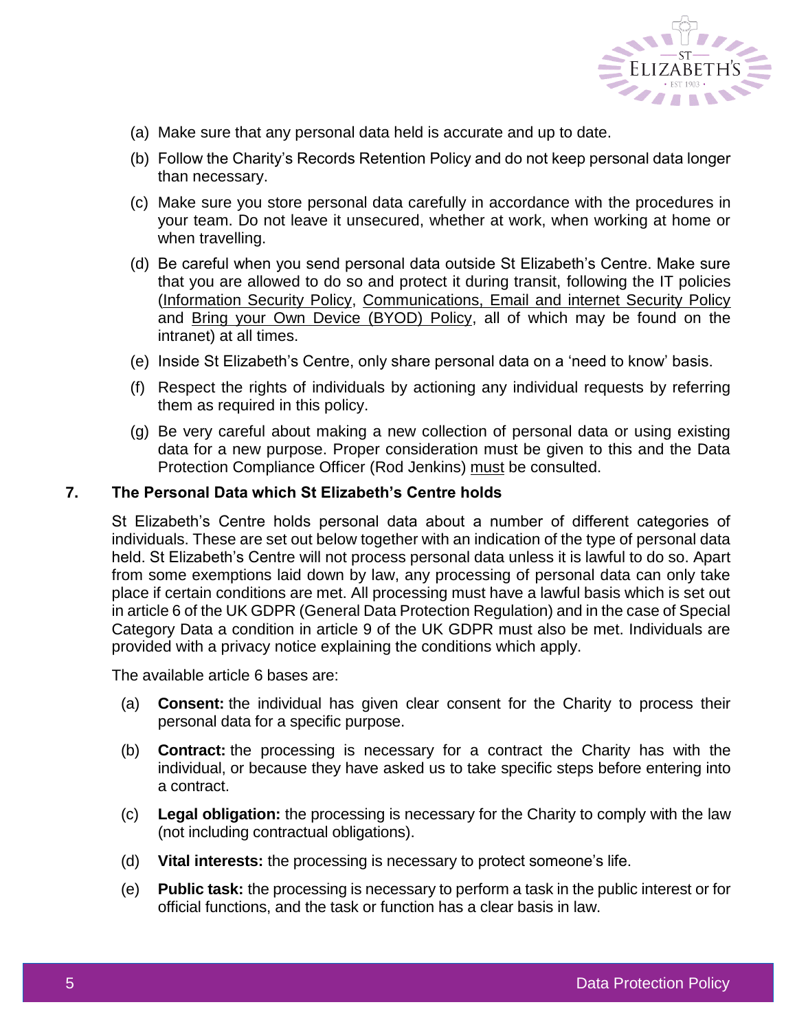(a) Make sure that any personal data held is accurate and up to date.

(b) Follow the Charity's Records Retention Policy and do not keep personal data longer than necessary.

(c) Make sure you store personal data carefully in accordance with the procedures in your team. Do not leave it unsecured, whether at work, when working at home or when travelling.

(d) Be careful when you send personal data outside St Elizabeth's Centre. Make sure that you are allowed to do so and protect it during transit, following the IT policies (Information Security Policy, Communications, Email and internet Security Policy and Bring your Own Device (BYOD) Policy, all of which may be found on the intranet) at all times.

(e) Inside St Elizabeth's Centre, only share personal data on a 'need to know' basis.

(f) Respect the rights of individuals by actioning any individual requests by referring them as required in this policy.

(g) Be very careful about making a new collection of personal data or using existing data for a new purpose. Proper consideration must be given to this and the Data Protection Compliance Officer (Rod Jenkins) must be consulted.

## 7. The Personal Data which St Elizabeth's Centre holds

St Elizabeth's Centre holds personal data about a number of different categories of individuals. These are set out below together with an indication of the type of personal data held. St Elizabeth's Centre will not process personal data unless it is lawful to do so. Apart from some exemptions laid down by law, any processing of personal data can only take place if certain conditions are met. All processing must have a lawful basis which is set out in article 6 of the UK GDPR (General Data Protection Regulation) and in the case of Special Category Data a condition in article 9 of the UK GDPR must also be met. Individuals are provided with a privacy notice explaining the conditions which apply.

The available article 6 bases are:

(a) **Consent:** the individual has given clear consent for the Charity to process their personal data for a specific purpose.

(b) **Contract:** the processing is necessary for a contract the Charity has with the individual, or because they have asked us to take specific steps before entering into a contract.

(c) **Legal obligation:** the processing is necessary for the Charity to comply with the law (not including contractual obligations).

(d) **Vital interests:** the processing is necessary to protect someone's life.

(e) **Public task:** the processing is necessary to perform a task in the public interest or for official functions, and the task or function has a clear basis in law.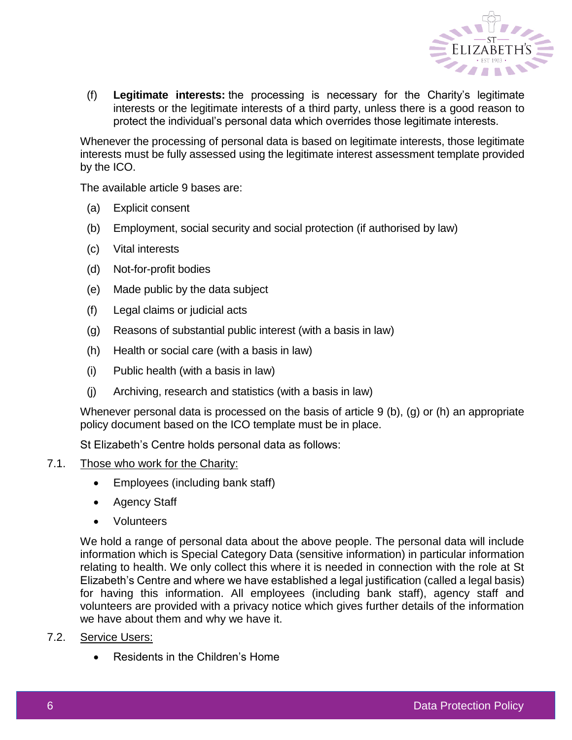(f) **Legitimate interests:** the processing is necessary for the Charity's legitimate interests or the legitimate interests of a third party, unless there is a good reason to protect the individual's personal data which overrides those legitimate interests.

Whenever the processing of personal data is based on legitimate interests, those legitimate interests must be fully assessed using the legitimate interest assessment template provided by the ICO.

The available article 9 bases are:

(a) Explicit consent

(b) Employment, social security and social protection (if authorised by law)

(c) Vital interests

(d) Not-for-profit bodies

(e) Made public by the data subject

(f) Legal claims or judicial acts

(g) Reasons of substantial public interest (with a basis in law)

(h) Health or social care (with a basis in law)

(i) Public health (with a basis in law)

(j) Archiving, research and statistics (with a basis in law)

Whenever personal data is processed on the basis of article 9 (b), (g) or (h) an appropriate policy document based on the ICO template must be in place.

St Elizabeth's Centre holds personal data as follows:

7.1. Those who work for the Charity:

- Employees (including bank staff)
- Agency Staff
- Volunteers

We hold a range of personal data about the above people. The personal data will include information which is Special Category Data (sensitive information) in particular information relating to health. We only collect this where it is needed in connection with the role at St Elizabeth's Centre and where we have established a legal justification (called a legal basis) for having this information. All employees (including bank staff), agency staff and volunteers are provided with a privacy notice which gives further details of the information we have about them and why we have it.

7.2. Service Users:

- Residents in the Children's Home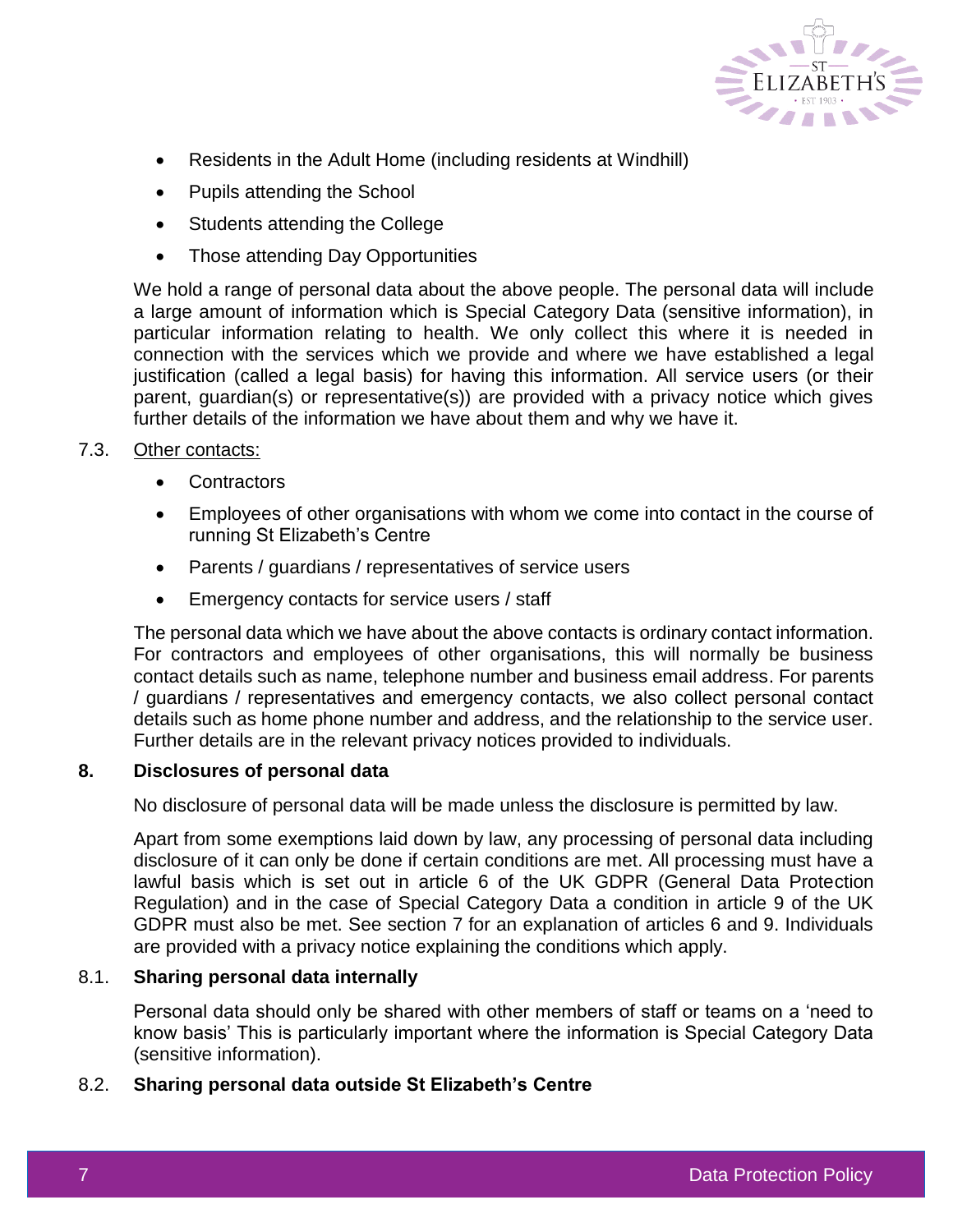- Residents in the Adult Home (including residents at Windhill)
- Pupils attending the School
- Students attending the College
- Those attending Day Opportunities

We hold a range of personal data about the above people. The personal data will include a large amount of information which is Special Category Data (sensitive information), in particular information relating to health. We only collect this where it is needed in connection with the services which we provide and where we have established a legal justification (called a legal basis) for having this information. All service users (or their parent, guardian(s) or representative(s)) are provided with a privacy notice which gives further details of the information we have about them and why we have it.

7.3. Other contacts:

- Contractors
- Employees of other organisations with whom we come into contact in the course of running St Elizabeth's Centre
- Parents / guardians / representatives of service users
- Emergency contacts for service users / staff

The personal data which we have about the above contacts is ordinary contact information. For contractors and employees of other organisations, this will normally be business contact details such as name, telephone number and business email address. For parents / guardians / representatives and emergency contacts, we also collect personal contact details such as home phone number and address, and the relationship to the service user. Further details are in the relevant privacy notices provided to individuals.

## 8. Disclosures of personal data

No disclosure of personal data will be made unless the disclosure is permitted by law.

Apart from some exemptions laid down by law, any processing of personal data including disclosure of it can only be done if certain conditions are met. All processing must have a lawful basis which is set out in article 6 of the UK GDPR (General Data Protection Regulation) and in the case of Special Category Data a condition in article 9 of the UK GDPR must also be met. See section 7 for an explanation of articles 6 and 9. Individuals are provided with a privacy notice explaining the conditions which apply.

### 8.1. Sharing personal data internally

Personal data should only be shared with other members of staff or teams on a 'need to know basis' This is particularly important where the information is Special Category Data (sensitive information).

### 8.2. Sharing personal data outside St Elizabeth's Centre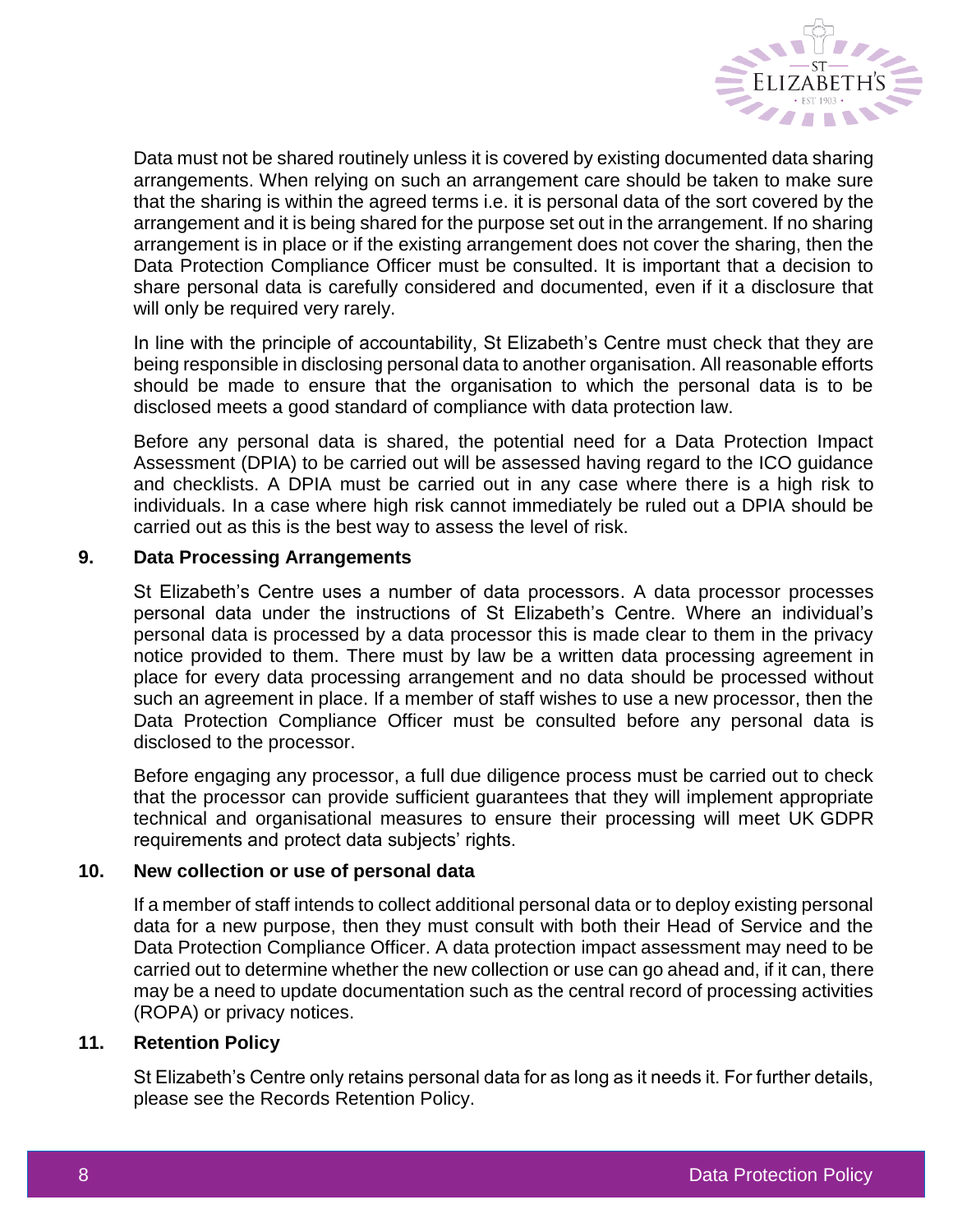Data must not be shared routinely unless it is covered by existing documented data sharing arrangements. When relying on such an arrangement care should be taken to make sure that the sharing is within the agreed terms i.e. it is personal data of the sort covered by the arrangement and it is being shared for the purpose set out in the arrangement. If no sharing arrangement is in place or if the existing arrangement does not cover the sharing, then the Data Protection Compliance Officer must be consulted. It is important that a decision to share personal data is carefully considered and documented, even if it a disclosure that will only be required very rarely.

In line with the principle of accountability, St Elizabeth's Centre must check that they are being responsible in disclosing personal data to another organisation. All reasonable efforts should be made to ensure that the organisation to which the personal data is to be disclosed meets a good standard of compliance with data protection law.

Before any personal data is shared, the potential need for a Data Protection Impact Assessment (DPIA) to be carried out will be assessed having regard to the ICO guidance and checklists. A DPIA must be carried out in any case where there is a high risk to individuals. In a case where high risk cannot immediately be ruled out a DPIA should be carried out as this is the best way to assess the level of risk.

## 9. Data Processing Arrangements

St Elizabeth's Centre uses a number of data processors. A data processor processes personal data under the instructions of St Elizabeth's Centre. Where an individual's personal data is processed by a data processor this is made clear to them in the privacy notice provided to them. There must by law be a written data processing agreement in place for every data processing arrangement and no data should be processed without such an agreement in place. If a member of staff wishes to use a new processor, then the Data Protection Compliance Officer must be consulted before any personal data is disclosed to the processor.

Before engaging any processor, a full due diligence process must be carried out to check that the processor can provide sufficient guarantees that they will implement appropriate technical and organisational measures to ensure their processing will meet UK GDPR requirements and protect data subjects' rights.

## 10. New collection or use of personal data

If a member of staff intends to collect additional personal data or to deploy existing personal data for a new purpose, then they must consult with both their Head of Service and the Data Protection Compliance Officer. A data protection impact assessment may need to be carried out to determine whether the new collection or use can go ahead and, if it can, there may be a need to update documentation such as the central record of processing activities (ROPA) or privacy notices.

## 11. Retention Policy

St Elizabeth's Centre only retains personal data for as long as it needs it. For further details, please see the Records Retention Policy.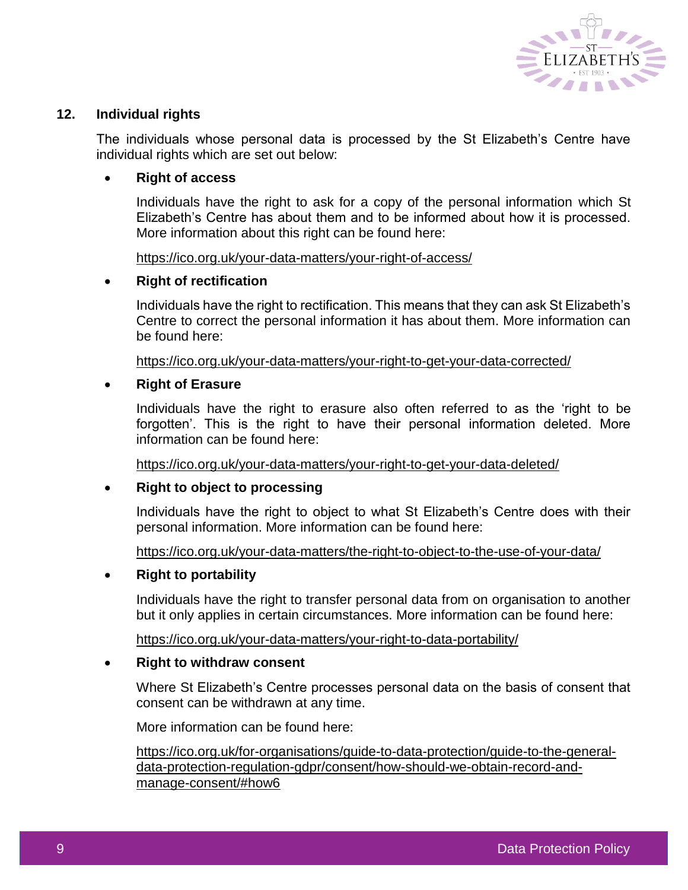## 12. Individual rights

The individuals whose personal data is processed by the St Elizabeth's Centre have individual rights which are set out below:

- **Right of access**

  Individuals have the right to ask for a copy of the personal information which St Elizabeth's Centre has about them and to be informed about how it is processed. More information about this right can be found here:

  https://ico.org.uk/your-data-matters/your-right-of-access/

- **Right of rectification**

  Individuals have the right to rectification. This means that they can ask St Elizabeth's Centre to correct the personal information it has about them. More information can be found here:

  https://ico.org.uk/your-data-matters/your-right-to-get-your-data-corrected/

- **Right of Erasure**

  Individuals have the right to erasure also often referred to as the 'right to be forgotten'. This is the right to have their personal information deleted. More information can be found here:

  https://ico.org.uk/your-data-matters/your-right-to-get-your-data-deleted/

- **Right to object to processing**

  Individuals have the right to object to what St Elizabeth's Centre does with their personal information. More information can be found here:

  https://ico.org.uk/your-data-matters/the-right-to-object-to-the-use-of-your-data/

- **Right to portability**

  Individuals have the right to transfer personal data from on organisation to another but it only applies in certain circumstances. More information can be found here:

  https://ico.org.uk/your-data-matters/your-right-to-data-portability/

- **Right to withdraw consent**

  Where St Elizabeth's Centre processes personal data on the basis of consent that consent can be withdrawn at any time.

  More information can be found here:

  https://ico.org.uk/for-organisations/guide-to-data-protection/guide-to-the-general-data-protection-regulation-gdpr/consent/how-should-we-obtain-record-and-manage-consent/#how6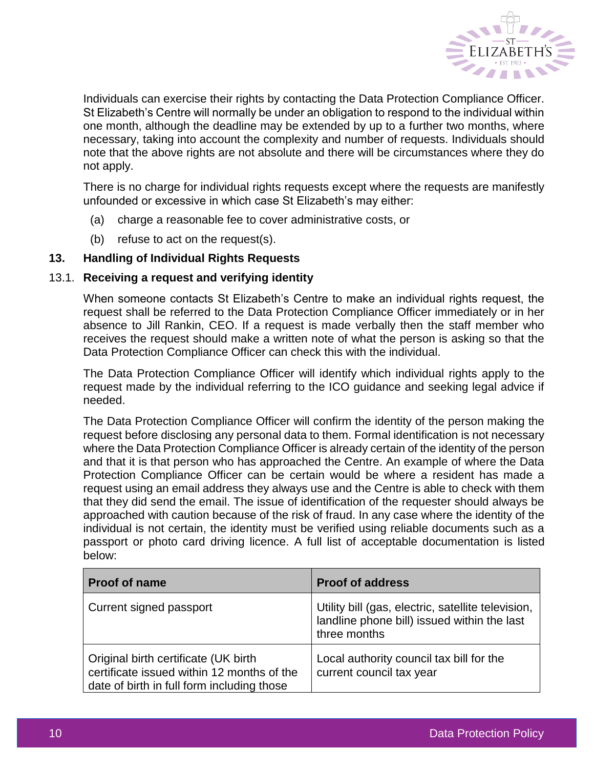Individuals can exercise their rights by contacting the Data Protection Compliance Officer. St Elizabeth's Centre will normally be under an obligation to respond to the individual within one month, although the deadline may be extended by up to a further two months, where necessary, taking into account the complexity and number of requests. Individuals should note that the above rights are not absolute and there will be circumstances where they do not apply.

There is no charge for individual rights requests except where the requests are manifestly unfounded or excessive in which case St Elizabeth's may either:

(a) charge a reasonable fee to cover administrative costs, or

(b) refuse to act on the request(s).

## 13. Handling of Individual Rights Requests

### 13.1. Receiving a request and verifying identity

When someone contacts St Elizabeth's Centre to make an individual rights request, the request shall be referred to the Data Protection Compliance Officer immediately or in her absence to Jill Rankin, CEO. If a request is made verbally then the staff member who receives the request should make a written note of what the person is asking so that the Data Protection Compliance Officer can check this with the individual.

The Data Protection Compliance Officer will identify which individual rights apply to the request made by the individual referring to the ICO guidance and seeking legal advice if needed.

The Data Protection Compliance Officer will confirm the identity of the person making the request before disclosing any personal data to them. Formal identification is not necessary where the Data Protection Compliance Officer is already certain of the identity of the person and that it is that person who has approached the Centre. An example of where the Data Protection Compliance Officer can be certain would be where a resident has made a request using an email address they always use and the Centre is able to check with them that they did send the email. The issue of identification of the requester should always be approached with caution because of the risk of fraud. In any case where the identity of the individual is not certain, the identity must be verified using reliable documents such as a passport or photo card driving licence. A full list of acceptable documentation is listed below:

| Proof of name | Proof of address |
|---|---|
| Current signed passport | Utility bill (gas, electric, satellite television, landline phone bill) issued within the last three months |
| Original birth certificate (UK birth certificate issued within 12 months of the date of birth in full form including those | Local authority council tax bill for the current council tax year |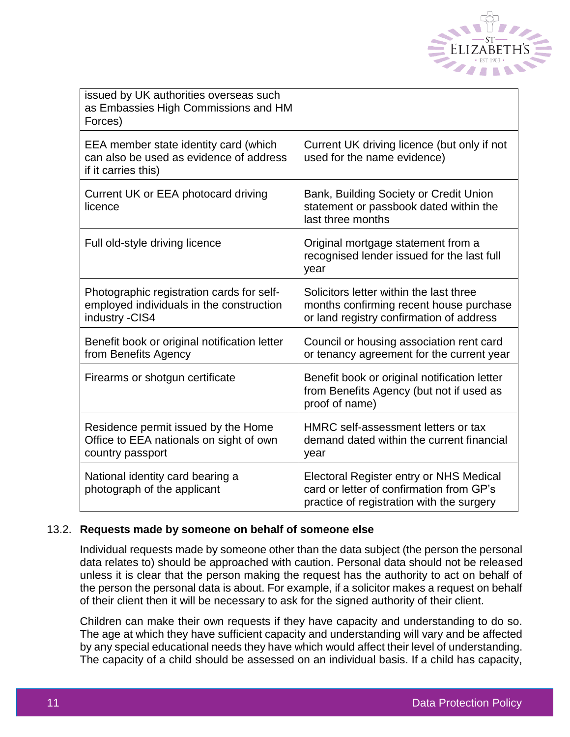| | |
|---|---|
| issued by UK authorities overseas such as Embassies High Commissions and HM Forces) | |
| EEA member state identity card (which can also be used as evidence of address if it carries this) | Current UK driving licence (but only if not used for the name evidence) |
| Current UK or EEA photocard driving licence | Bank, Building Society or Credit Union statement or passbook dated within the last three months |
| Full old-style driving licence | Original mortgage statement from a recognised lender issued for the last full year |
| Photographic registration cards for self-employed individuals in the construction industry -CIS4 | Solicitors letter within the last three months confirming recent house purchase or land registry confirmation of address |
| Benefit book or original notification letter from Benefits Agency | Council or housing association rent card or tenancy agreement for the current year |
| Firearms or shotgun certificate | Benefit book or original notification letter from Benefits Agency (but not if used as proof of name) |
| Residence permit issued by the Home Office to EEA nationals on sight of own country passport | HMRC self-assessment letters or tax demand dated within the current financial year |
| National identity card bearing a photograph of the applicant | Electoral Register entry or NHS Medical card or letter of confirmation from GP's practice of registration with the surgery |

### 13.2. Requests made by someone on behalf of someone else

Individual requests made by someone other than the data subject (the person the personal data relates to) should be approached with caution. Personal data should not be released unless it is clear that the person making the request has the authority to act on behalf of the person the personal data is about. For example, if a solicitor makes a request on behalf of their client then it will be necessary to ask for the signed authority of their client.

Children can make their own requests if they have capacity and understanding to do so. The age at which they have sufficient capacity and understanding will vary and be affected by any special educational needs they have which would affect their level of understanding. The capacity of a child should be assessed on an individual basis. If a child has capacity,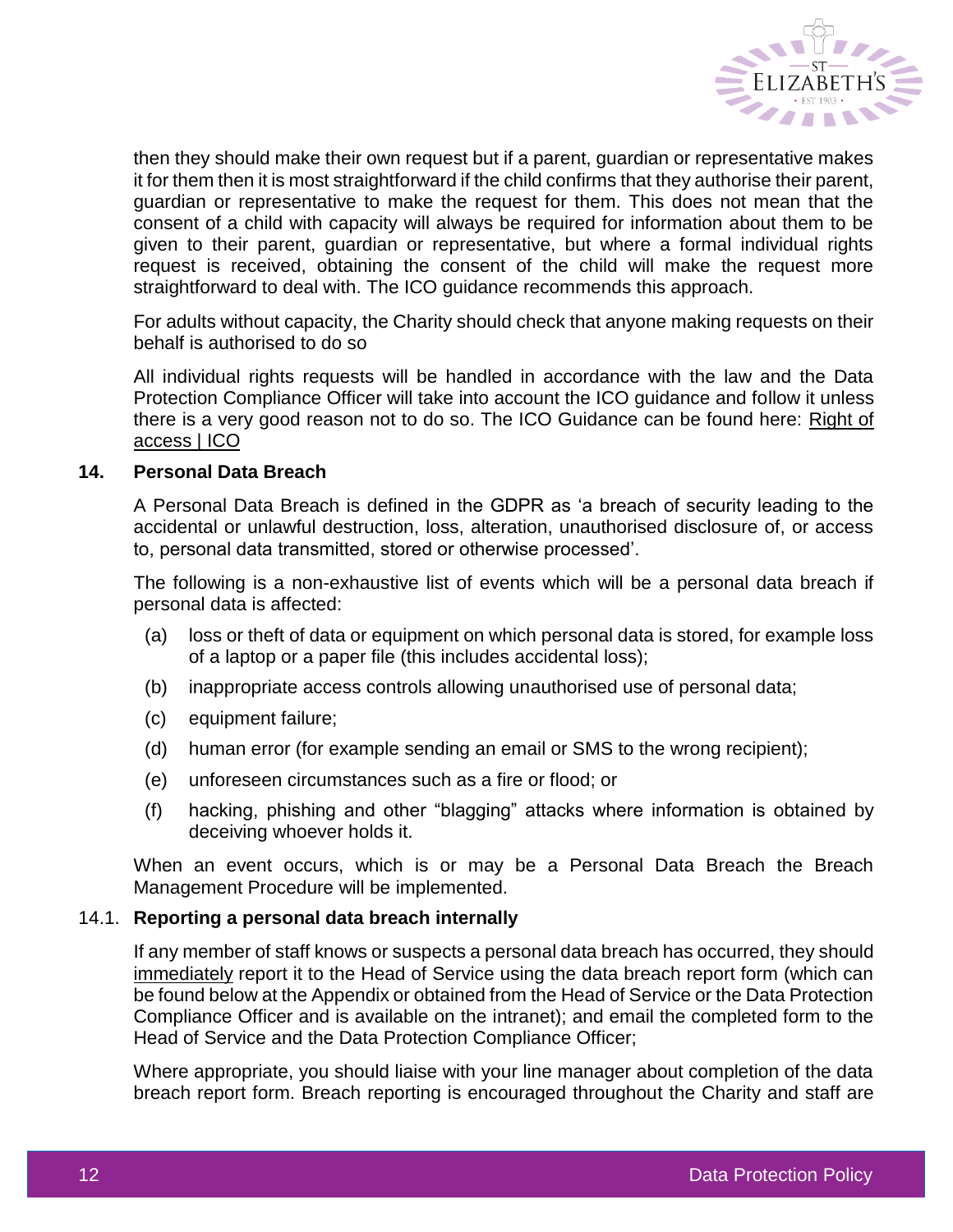then they should make their own request but if a parent, guardian or representative makes it for them then it is most straightforward if the child confirms that they authorise their parent, guardian or representative to make the request for them. This does not mean that the consent of a child with capacity will always be required for information about them to be given to their parent, guardian or representative, but where a formal individual rights request is received, obtaining the consent of the child will make the request more straightforward to deal with. The ICO guidance recommends this approach.

For adults without capacity, the Charity should check that anyone making requests on their behalf is authorised to do so

All individual rights requests will be handled in accordance with the law and the Data Protection Compliance Officer will take into account the ICO guidance and follow it unless there is a very good reason not to do so. The ICO Guidance can be found here: Right of access | ICO

## 14. Personal Data Breach

A Personal Data Breach is defined in the GDPR as 'a breach of security leading to the accidental or unlawful destruction, loss, alteration, unauthorised disclosure of, or access to, personal data transmitted, stored or otherwise processed'.

The following is a non-exhaustive list of events which will be a personal data breach if personal data is affected:

(a) loss or theft of data or equipment on which personal data is stored, for example loss of a laptop or a paper file (this includes accidental loss);

(b) inappropriate access controls allowing unauthorised use of personal data;

(c) equipment failure;

(d) human error (for example sending an email or SMS to the wrong recipient);

(e) unforeseen circumstances such as a fire or flood; or

(f) hacking, phishing and other "blagging" attacks where information is obtained by deceiving whoever holds it.

When an event occurs, which is or may be a Personal Data Breach the Breach Management Procedure will be implemented.

### 14.1. Reporting a personal data breach internally

If any member of staff knows or suspects a personal data breach has occurred, they should immediately report it to the Head of Service using the data breach report form (which can be found below at the Appendix or obtained from the Head of Service or the Data Protection Compliance Officer and is available on the intranet); and email the completed form to the Head of Service and the Data Protection Compliance Officer;

Where appropriate, you should liaise with your line manager about completion of the data breach report form. Breach reporting is encouraged throughout the Charity and staff are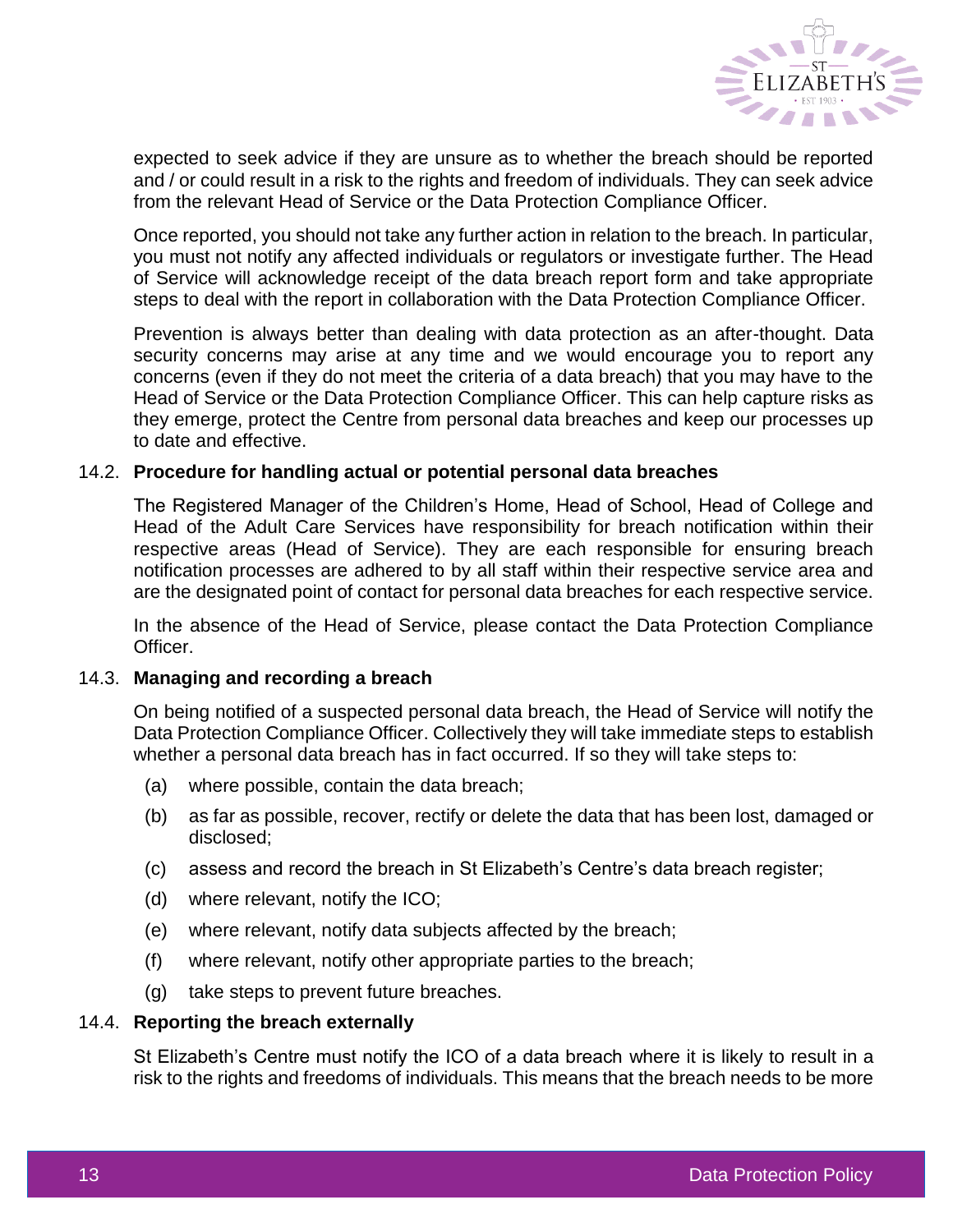expected to seek advice if they are unsure as to whether the breach should be reported and / or could result in a risk to the rights and freedom of individuals. They can seek advice from the relevant Head of Service or the Data Protection Compliance Officer.

Once reported, you should not take any further action in relation to the breach. In particular, you must not notify any affected individuals or regulators or investigate further. The Head of Service will acknowledge receipt of the data breach report form and take appropriate steps to deal with the report in collaboration with the Data Protection Compliance Officer.

Prevention is always better than dealing with data protection as an after-thought. Data security concerns may arise at any time and we would encourage you to report any concerns (even if they do not meet the criteria of a data breach) that you may have to the Head of Service or the Data Protection Compliance Officer. This can help capture risks as they emerge, protect the Centre from personal data breaches and keep our processes up to date and effective.

### 14.2. Procedure for handling actual or potential personal data breaches

The Registered Manager of the Children's Home, Head of School, Head of College and Head of the Adult Care Services have responsibility for breach notification within their respective areas (Head of Service). They are each responsible for ensuring breach notification processes are adhered to by all staff within their respective service area and are the designated point of contact for personal data breaches for each respective service.

In the absence of the Head of Service, please contact the Data Protection Compliance Officer.

### 14.3. Managing and recording a breach

On being notified of a suspected personal data breach, the Head of Service will notify the Data Protection Compliance Officer. Collectively they will take immediate steps to establish whether a personal data breach has in fact occurred. If so they will take steps to:

(a) where possible, contain the data breach;

(b) as far as possible, recover, rectify or delete the data that has been lost, damaged or disclosed;

(c) assess and record the breach in St Elizabeth's Centre's data breach register;

(d) where relevant, notify the ICO;

(e) where relevant, notify data subjects affected by the breach;

(f) where relevant, notify other appropriate parties to the breach;

(g) take steps to prevent future breaches.

### 14.4. Reporting the breach externally

St Elizabeth's Centre must notify the ICO of a data breach where it is likely to result in a risk to the rights and freedoms of individuals. This means that the breach needs to be more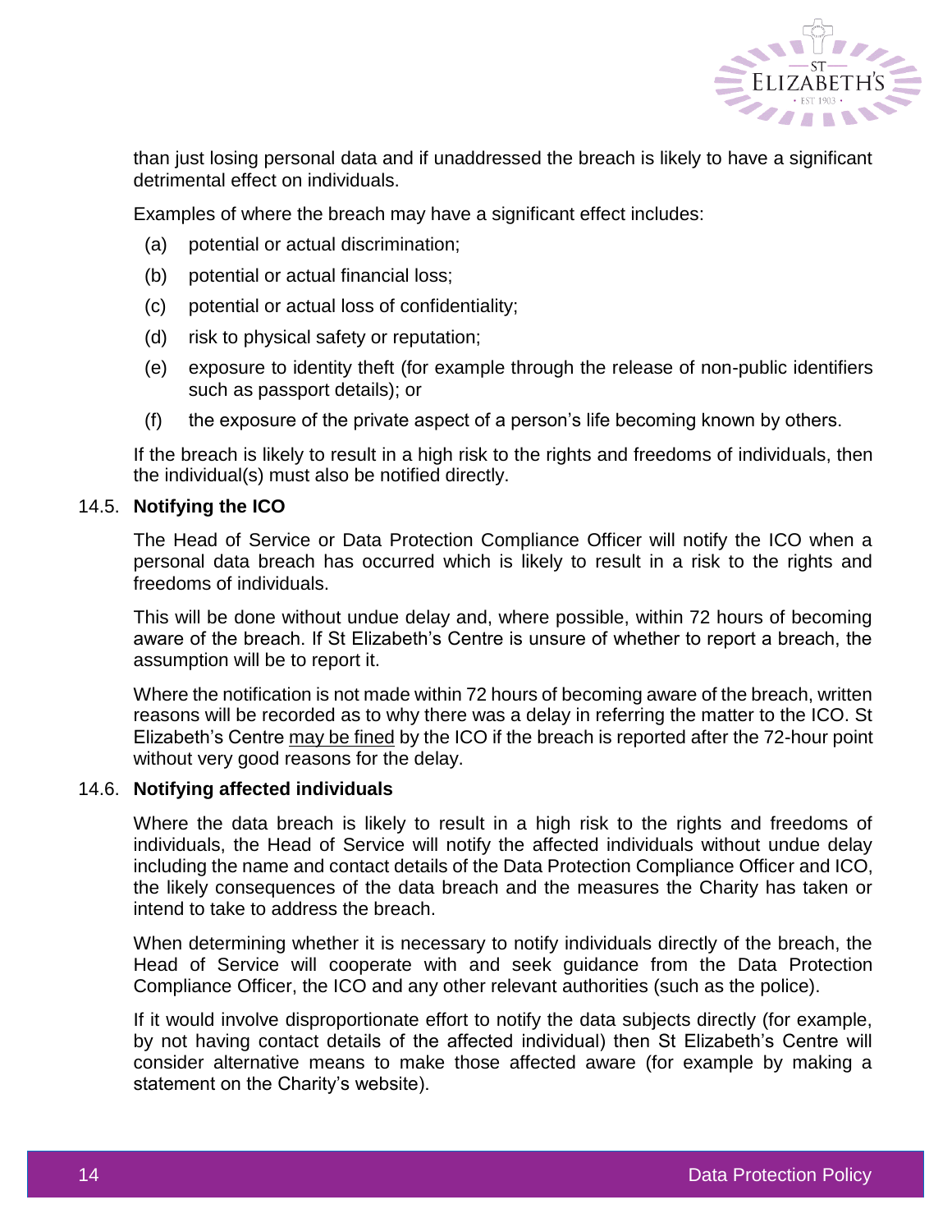than just losing personal data and if unaddressed the breach is likely to have a significant detrimental effect on individuals.

Examples of where the breach may have a significant effect includes:

(a) potential or actual discrimination;

(b) potential or actual financial loss;

(c) potential or actual loss of confidentiality;

(d) risk to physical safety or reputation;

(e) exposure to identity theft (for example through the release of non-public identifiers such as passport details); or

(f) the exposure of the private aspect of a person's life becoming known by others.

If the breach is likely to result in a high risk to the rights and freedoms of individuals, then the individual(s) must also be notified directly.

### 14.5. Notifying the ICO

The Head of Service or Data Protection Compliance Officer will notify the ICO when a personal data breach has occurred which is likely to result in a risk to the rights and freedoms of individuals.

This will be done without undue delay and, where possible, within 72 hours of becoming aware of the breach. If St Elizabeth's Centre is unsure of whether to report a breach, the assumption will be to report it.

Where the notification is not made within 72 hours of becoming aware of the breach, written reasons will be recorded as to why there was a delay in referring the matter to the ICO. St Elizabeth's Centre may be fined by the ICO if the breach is reported after the 72-hour point without very good reasons for the delay.

### 14.6. Notifying affected individuals

Where the data breach is likely to result in a high risk to the rights and freedoms of individuals, the Head of Service will notify the affected individuals without undue delay including the name and contact details of the Data Protection Compliance Officer and ICO, the likely consequences of the data breach and the measures the Charity has taken or intend to take to address the breach.

When determining whether it is necessary to notify individuals directly of the breach, the Head of Service will cooperate with and seek guidance from the Data Protection Compliance Officer, the ICO and any other relevant authorities (such as the police).

If it would involve disproportionate effort to notify the data subjects directly (for example, by not having contact details of the affected individual) then St Elizabeth's Centre will consider alternative means to make those affected aware (for example by making a statement on the Charity's website).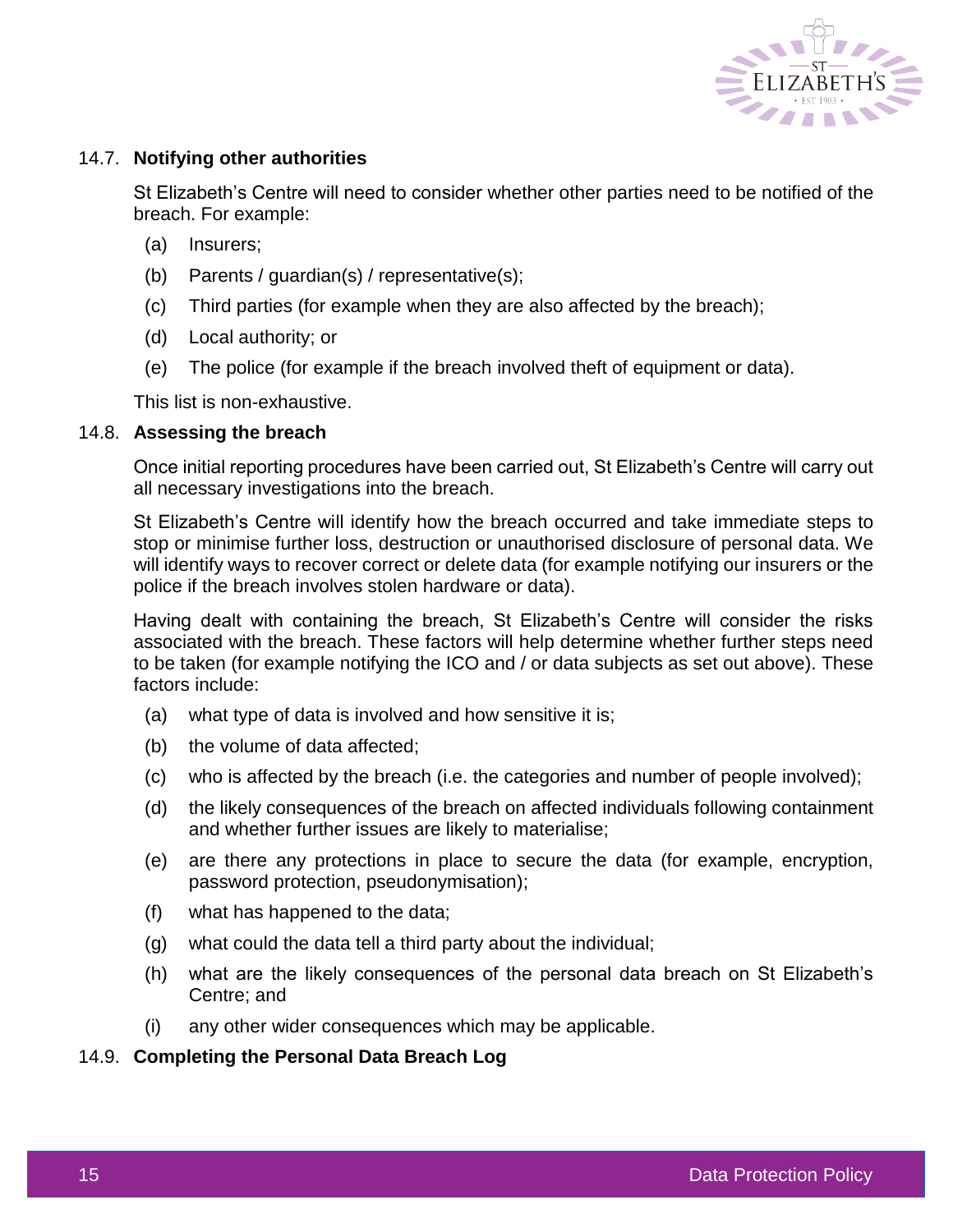### 14.7. Notifying other authorities

St Elizabeth's Centre will need to consider whether other parties need to be notified of the breach. For example:

(a) Insurers;

(b) Parents / guardian(s) / representative(s);

(c) Third parties (for example when they are also affected by the breach);

(d) Local authority; or

(e) The police (for example if the breach involved theft of equipment or data).

This list is non-exhaustive.

### 14.8. Assessing the breach

Once initial reporting procedures have been carried out, St Elizabeth's Centre will carry out all necessary investigations into the breach.

St Elizabeth's Centre will identify how the breach occurred and take immediate steps to stop or minimise further loss, destruction or unauthorised disclosure of personal data. We will identify ways to recover correct or delete data (for example notifying our insurers or the police if the breach involves stolen hardware or data).

Having dealt with containing the breach, St Elizabeth's Centre will consider the risks associated with the breach. These factors will help determine whether further steps need to be taken (for example notifying the ICO and / or data subjects as set out above). These factors include:

(a) what type of data is involved and how sensitive it is;

(b) the volume of data affected;

(c) who is affected by the breach (i.e. the categories and number of people involved);

(d) the likely consequences of the breach on affected individuals following containment and whether further issues are likely to materialise;

(e) are there any protections in place to secure the data (for example, encryption, password protection, pseudonymisation);

(f) what has happened to the data;

(g) what could the data tell a third party about the individual;

(h) what are the likely consequences of the personal data breach on St Elizabeth's Centre; and

(i) any other wider consequences which may be applicable.

### 14.9. Completing the Personal Data Breach Log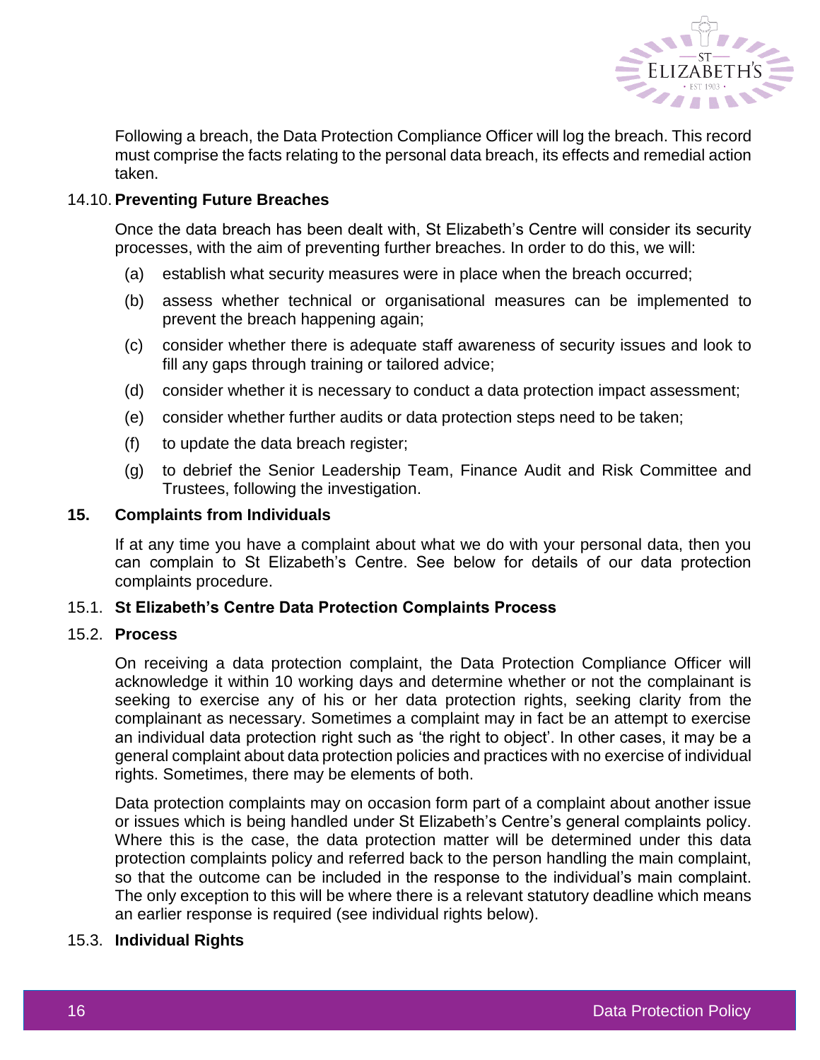Following a breach, the Data Protection Compliance Officer will log the breach. This record must comprise the facts relating to the personal data breach, its effects and remedial action taken.

14.10. **Preventing Future Breaches**

Once the data breach has been dealt with, St Elizabeth's Centre will consider its security processes, with the aim of preventing further breaches. In order to do this, we will:

(a) establish what security measures were in place when the breach occurred;

(b) assess whether technical or organisational measures can be implemented to prevent the breach happening again;

(c) consider whether there is adequate staff awareness of security issues and look to fill any gaps through training or tailored advice;

(d) consider whether it is necessary to conduct a data protection impact assessment;

(e) consider whether further audits or data protection steps need to be taken;

(f) to update the data breach register;

(g) to debrief the Senior Leadership Team, Finance Audit and Risk Committee and Trustees, following the investigation.

## 15. Complaints from Individuals

If at any time you have a complaint about what we do with your personal data, then you can complain to St Elizabeth's Centre. See below for details of our data protection complaints procedure.

15.1. **St Elizabeth's Centre Data Protection Complaints Process**

15.2. **Process**

On receiving a data protection complaint, the Data Protection Compliance Officer will acknowledge it within 10 working days and determine whether or not the complainant is seeking to exercise any of his or her data protection rights, seeking clarity from the complainant as necessary. Sometimes a complaint may in fact be an attempt to exercise an individual data protection right such as 'the right to object'. In other cases, it may be a general complaint about data protection policies and practices with no exercise of individual rights. Sometimes, there may be elements of both.

Data protection complaints may on occasion form part of a complaint about another issue or issues which is being handled under St Elizabeth's Centre's general complaints policy. Where this is the case, the data protection matter will be determined under this data protection complaints policy and referred back to the person handling the main complaint, so that the outcome can be included in the response to the individual's main complaint. The only exception to this will be where there is a relevant statutory deadline which means an earlier response is required (see individual rights below).

15.3. **Individual Rights**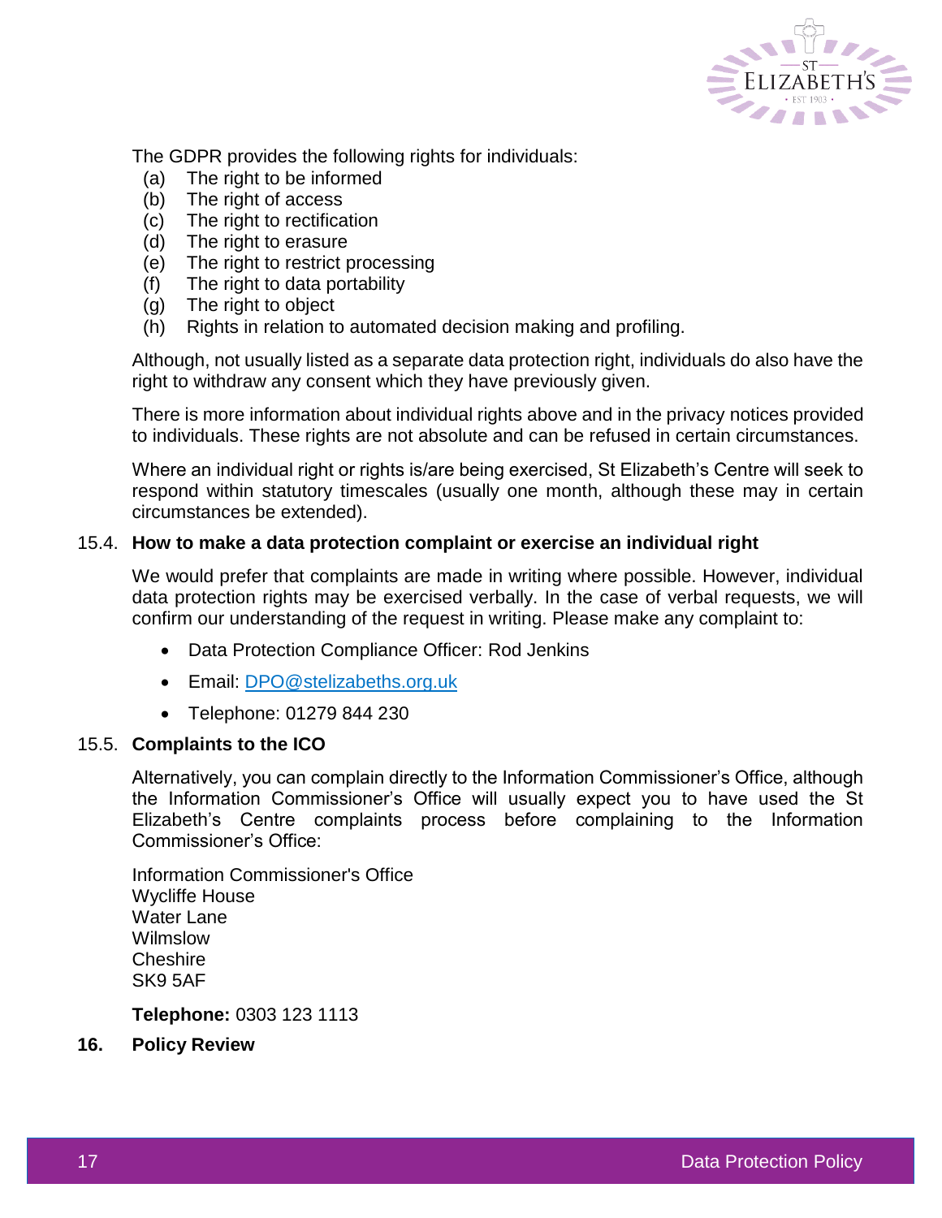The GDPR provides the following rights for individuals:

- (a) The right to be informed
- (b) The right of access
- (c) The right to rectification
- (d) The right to erasure
- (e) The right to restrict processing
- (f) The right to data portability
- (g) The right to object
- (h) Rights in relation to automated decision making and profiling.

Although, not usually listed as a separate data protection right, individuals do also have the right to withdraw any consent which they have previously given.

There is more information about individual rights above and in the privacy notices provided to individuals. These rights are not absolute and can be refused in certain circumstances.

Where an individual right or rights is/are being exercised, St Elizabeth's Centre will seek to respond within statutory timescales (usually one month, although these may in certain circumstances be extended).

### 15.4. How to make a data protection complaint or exercise an individual right

We would prefer that complaints are made in writing where possible. However, individual data protection rights may be exercised verbally. In the case of verbal requests, we will confirm our understanding of the request in writing. Please make any complaint to:

- Data Protection Compliance Officer: Rod Jenkins
- Email: DPO@stelizabeths.org.uk
- Telephone: 01279 844 230

### 15.5. Complaints to the ICO

Alternatively, you can complain directly to the Information Commissioner's Office, although the Information Commissioner's Office will usually expect you to have used the St Elizabeth's Centre complaints process before complaining to the Information Commissioner's Office:

Information Commissioner's Office
Wycliffe House
Water Lane
Wilmslow
Cheshire
SK9 5AF

**Telephone:** 0303 123 1113

## 16. Policy Review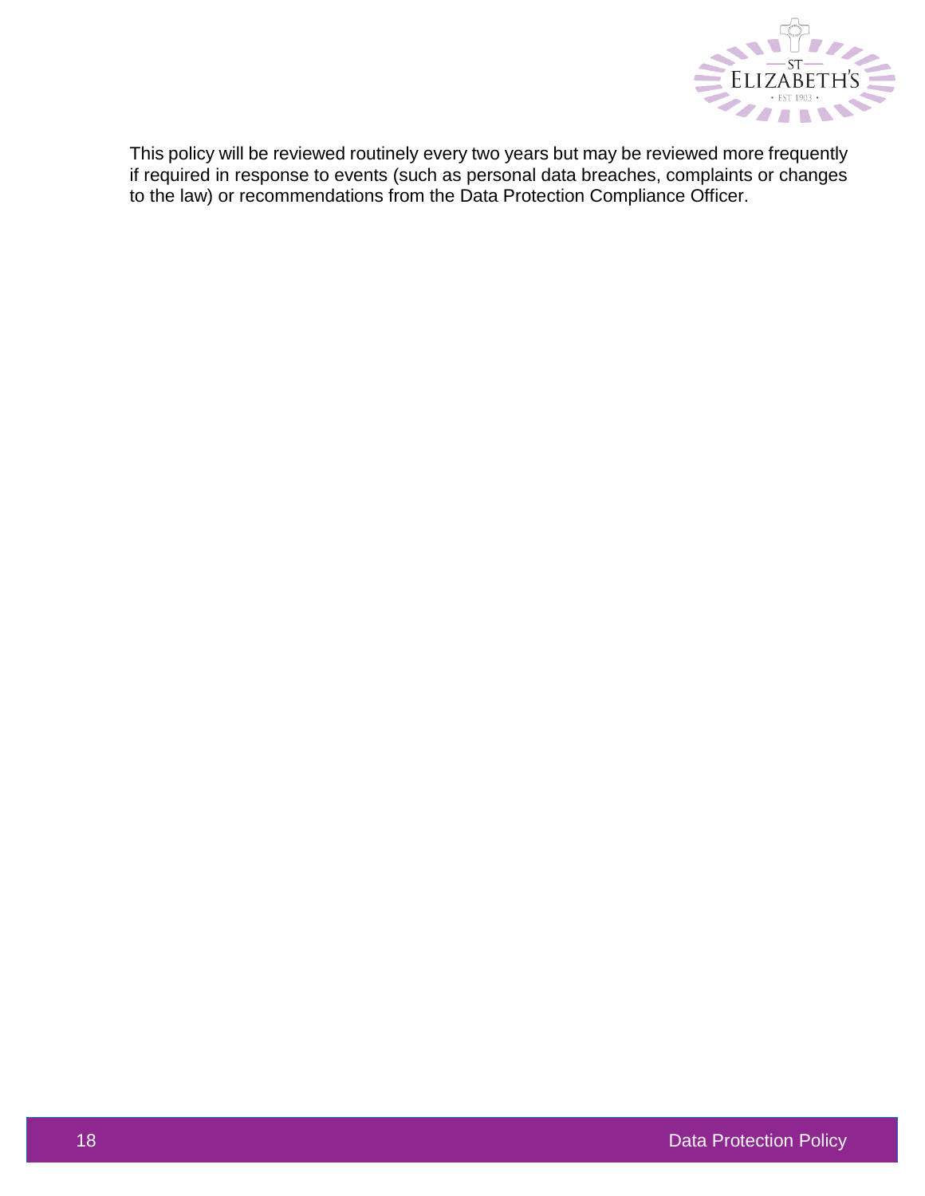This policy will be reviewed routinely every two years but may be reviewed more frequently if required in response to events (such as personal data breaches, complaints or changes to the law) or recommendations from the Data Protection Compliance Officer.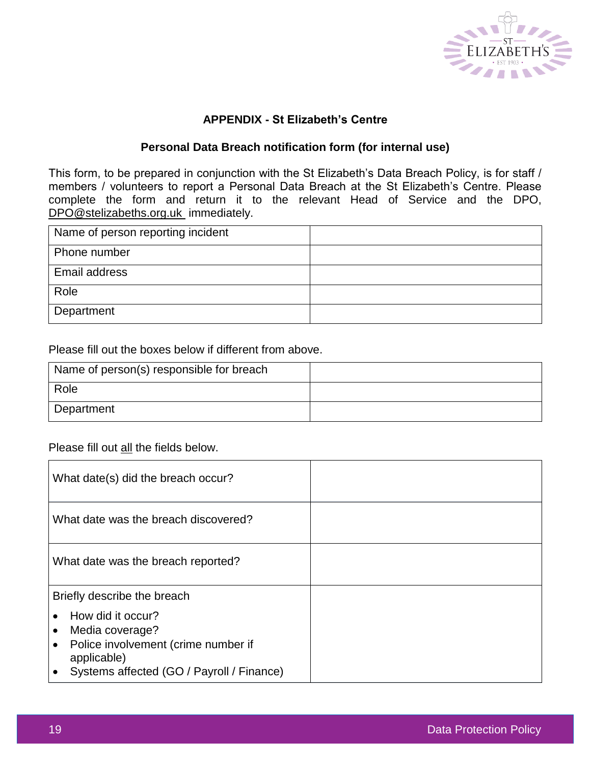**APPENDIX - St Elizabeth's Centre**

**Personal Data Breach notification form (for internal use)**

This form, to be prepared in conjunction with the St Elizabeth's Data Breach Policy, is for staff / members / volunteers to report a Personal Data Breach at the St Elizabeth's Centre. Please complete the form and return it to the relevant Head of Service and the DPO, DPO@stelizabeths.org.uk immediately.

| | |
|---|---|
| Name of person reporting incident | |
| Phone number | |
| Email address | |
| Role | |
| Department | |

Please fill out the boxes below if different from above.

| | |
|---|---|
| Name of person(s) responsible for breach | |
| Role | |
| Department | |

Please fill out all the fields below.

| | |
|---|---|
| What date(s) did the breach occur? | |
| What date was the breach discovered? | |
| What date was the breach reported? | |
| Briefly describe the breach<br>• How did it occur?<br>• Media coverage?<br>• Police involvement (crime number if applicable)<br>• Systems affected (GO / Payroll / Finance) | |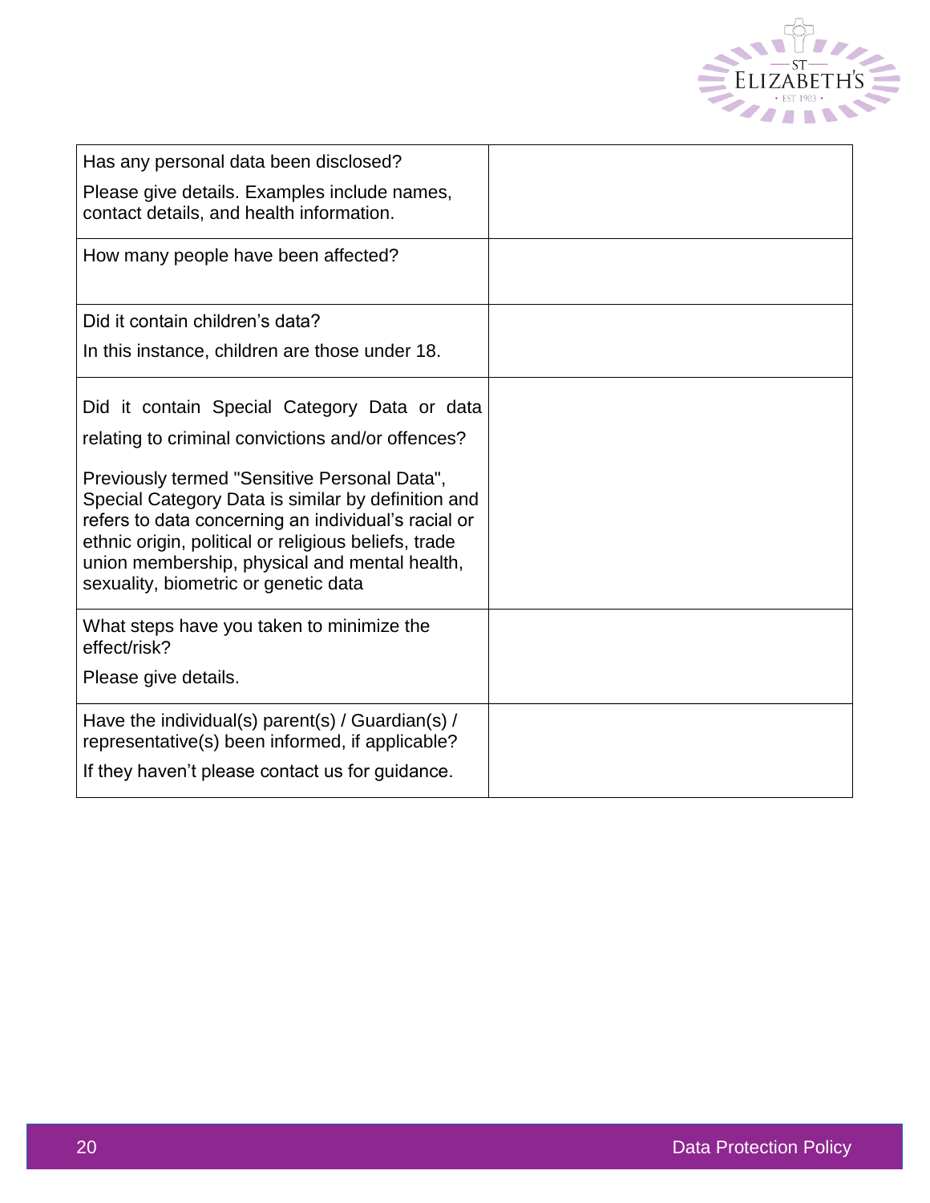| | |
|---|---|
| Has any personal data been disclosed?<br><br>Please give details. Examples include names, contact details, and health information. | |
| How many people have been affected? | |
| Did it contain children's data?<br><br>In this instance, children are those under 18. | |
| Did it contain Special Category Data or data relating to criminal convictions and/or offences?<br><br>Previously termed "Sensitive Personal Data", Special Category Data is similar by definition and refers to data concerning an individual's racial or ethnic origin, political or religious beliefs, trade union membership, physical and mental health, sexuality, biometric or genetic data | |
| What steps have you taken to minimize the effect/risk?<br><br>Please give details. | |
| Have the individual(s) parent(s) / Guardian(s) / representative(s) been informed, if applicable?<br><br>If they haven't please contact us for guidance. | |